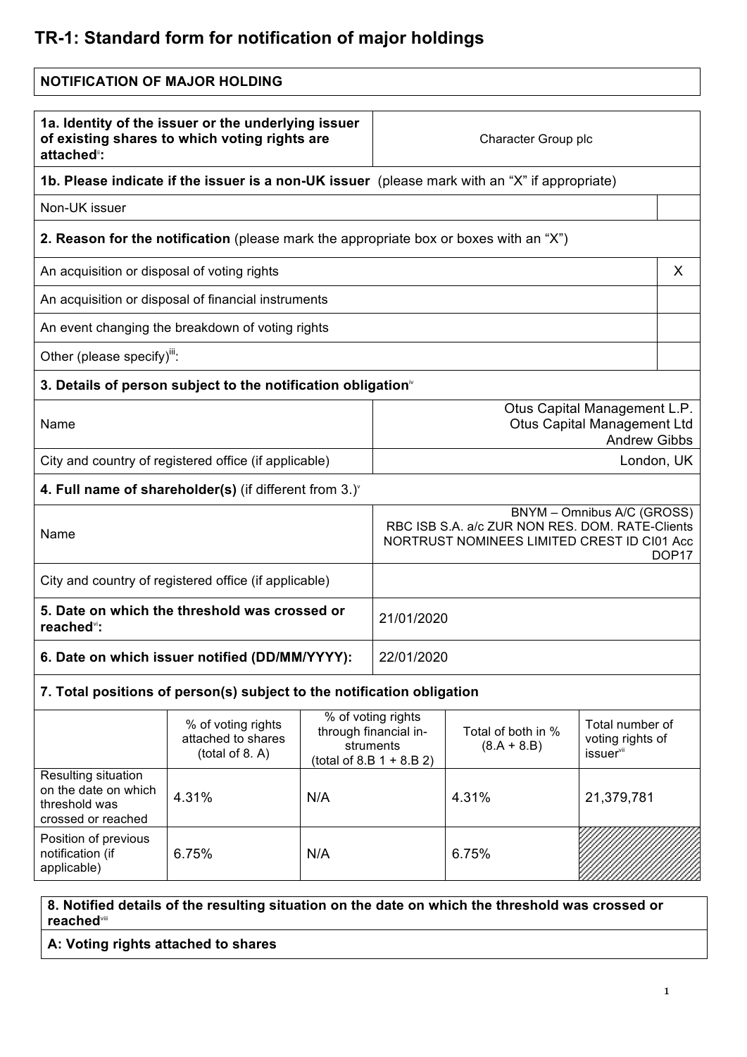# TR-1: Standard form for notification of major holdings

| NOTIFICATION OF MAJOR HOLDING |
|---|

| **1a. Identity of the issuer or the underlying issuer of existing shares to which voting rights are attached**[ii]**:** | Character Group plc |
|---|---|

| **1b. Please indicate if the issuer is a non-UK issuer** (please mark with an "X" if appropriate) | |
|---|---|
| Non-UK issuer | |
| **2. Reason for the notification** (please mark the appropriate box or boxes with an "X") | |
| An acquisition or disposal of voting rights | X |
| An acquisition or disposal of financial instruments | |
| An event changing the breakdown of voting rights | |
| Other (please specify)[iii]: | |

| **3. Details of person subject to the notification obligation**[iv] | |
|---|---|
| Name | Otus Capital Management L.P.<br>Otus Capital Management Ltd<br>Andrew Gibbs |
| City and country of registered office (if applicable) | London, UK |
| **4. Full name of shareholder(s)** (if different from 3.)[v] | |
| Name | BNYM – Omnibus A/C (GROSS)<br>RBC ISB S.A. a/c ZUR NON RES. DOM. RATE-Clients<br>NORTRUST NOMINEES LIMITED CREST ID CI01 Acc DOP17 |
| City and country of registered office (if applicable) | |
| **5. Date on which the threshold was crossed or reached**[vi]**:** | 21/01/2020 |
| **6. Date on which issuer notified (DD/MM/YYYY):** | 22/01/2020 |

**7. Total positions of person(s) subject to the notification obligation**

| | % of voting rights attached to shares (total of 8. A) | % of voting rights through financial instruments (total of 8.B 1 + 8.B 2) | Total of both in % (8.A + 8.B) | Total number of voting rights of issuer[vii] |
|---|---|---|---|---|
| Resulting situation on the date on which threshold was crossed or reached | 4.31% | N/A | 4.31% | 21,379,781 |
| Position of previous notification (if applicable) | 6.75% | N/A | 6.75% | |

| **8. Notified details of the resulting situation on the date on which the threshold was crossed or reached**[viii] |
|---|
| **A: Voting rights attached to shares** |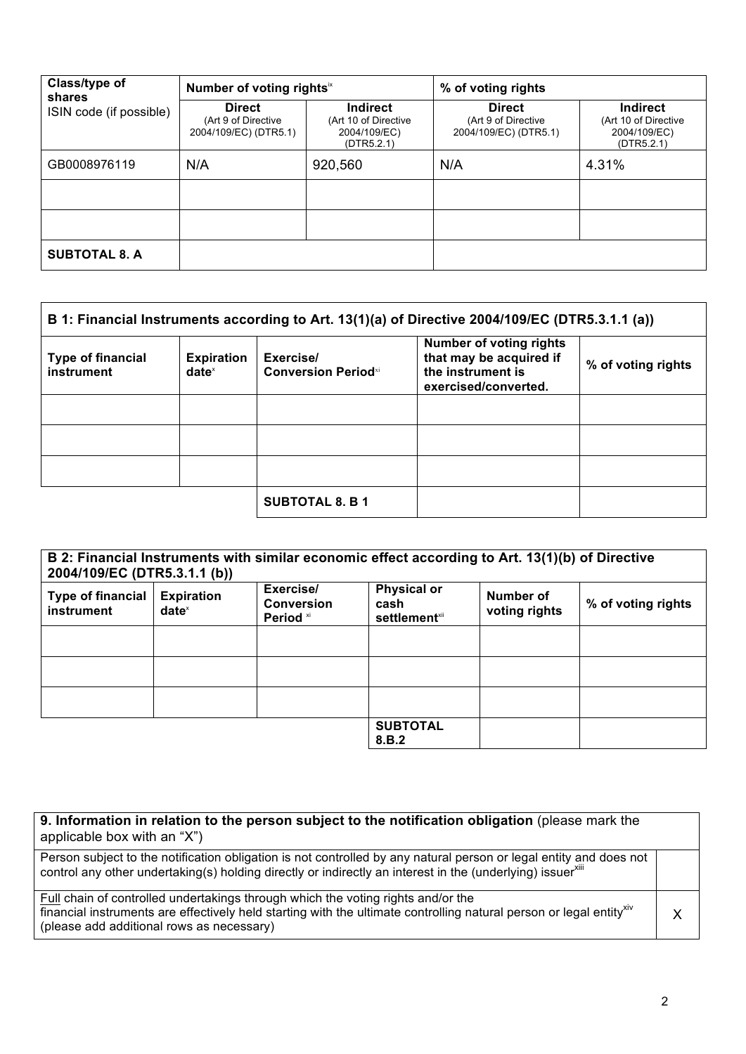| Class/type of shares ISIN code (if possible) | Number of voting rights[ix] | | % of voting rights | |
|---|---|---|---|---|
| | **Direct** (Art 9 of Directive 2004/109/EC) (DTR5.1) | **Indirect** (Art 10 of Directive 2004/109/EC) (DTR5.2.1) | **Direct** (Art 9 of Directive 2004/109/EC) (DTR5.1) | **Indirect** (Art 10 of Directive 2004/109/EC) (DTR5.2.1) |
| GB0008976119 | N/A | 920,560 | N/A | 4.31% |
| | | | | |
| | | | | |
| **SUBTOTAL 8. A** | | | | |

| B 1: Financial Instruments according to Art. 13(1)(a) of Directive 2004/109/EC (DTR5.3.1.1 (a)) | | | | |
|---|---|---|---|---|
| **Type of financial instrument** | **Expiration date**[x] | **Exercise/ Conversion Period**[xi] | **Number of voting rights that may be acquired if the instrument is exercised/converted.** | **% of voting rights** |
| | | | | |
| | | | | |
| | | | | |
| | | **SUBTOTAL 8. B 1** | | |

| B 2: Financial Instruments with similar economic effect according to Art. 13(1)(b) of Directive 2004/109/EC (DTR5.3.1.1 (b)) | | | | | |
|---|---|---|---|---|---|
| **Type of financial instrument** | **Expiration date**[x] | **Exercise/ Conversion Period**[xi] | **Physical or cash settlement**[xii] | **Number of voting rights** | **% of voting rights** |
| | | | | | |
| | | | | | |
| | | | | | |
| | | | **SUBTOTAL 8.B.2** | | |

| **9. Information in relation to the person subject to the notification obligation** (please mark the applicable box with an "X") | |
|---|---|
| Person subject to the notification obligation is not controlled by any natural person or legal entity and does not control any other undertaking(s) holding directly or indirectly an interest in the (underlying) issuer[xiii] | |
| Full chain of controlled undertakings through which the voting rights and/or the financial instruments are effectively held starting with the ultimate controlling natural person or legal entity[xiv] (please add additional rows as necessary) | X |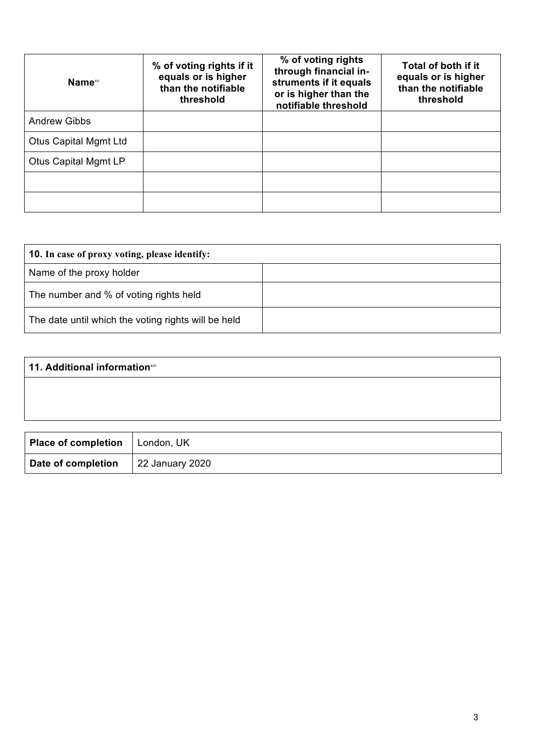| Name[xv] | % of voting rights if it equals or is higher than the notifiable threshold | % of voting rights through financial instruments if it equals or is higher than the notifiable threshold | Total of both if it equals or is higher than the notifiable threshold |
|---|---|---|---|
| Andrew Gibbs | | | |
| Otus Capital Mgmt Ltd | | | |
| Otus Capital Mgmt LP | | | |
| | | | |
| | | | |

| **10. In case of proxy voting, please identify:** | |
|---|---|
| Name of the proxy holder | |
| The number and % of voting rights held | |
| The date until which the voting rights will be held | |

| **11. Additional information**[xvi] |
|---|
| |

| | |
|---|---|
| **Place of completion** | London, UK |
| **Date of completion** | 22 January 2020 |